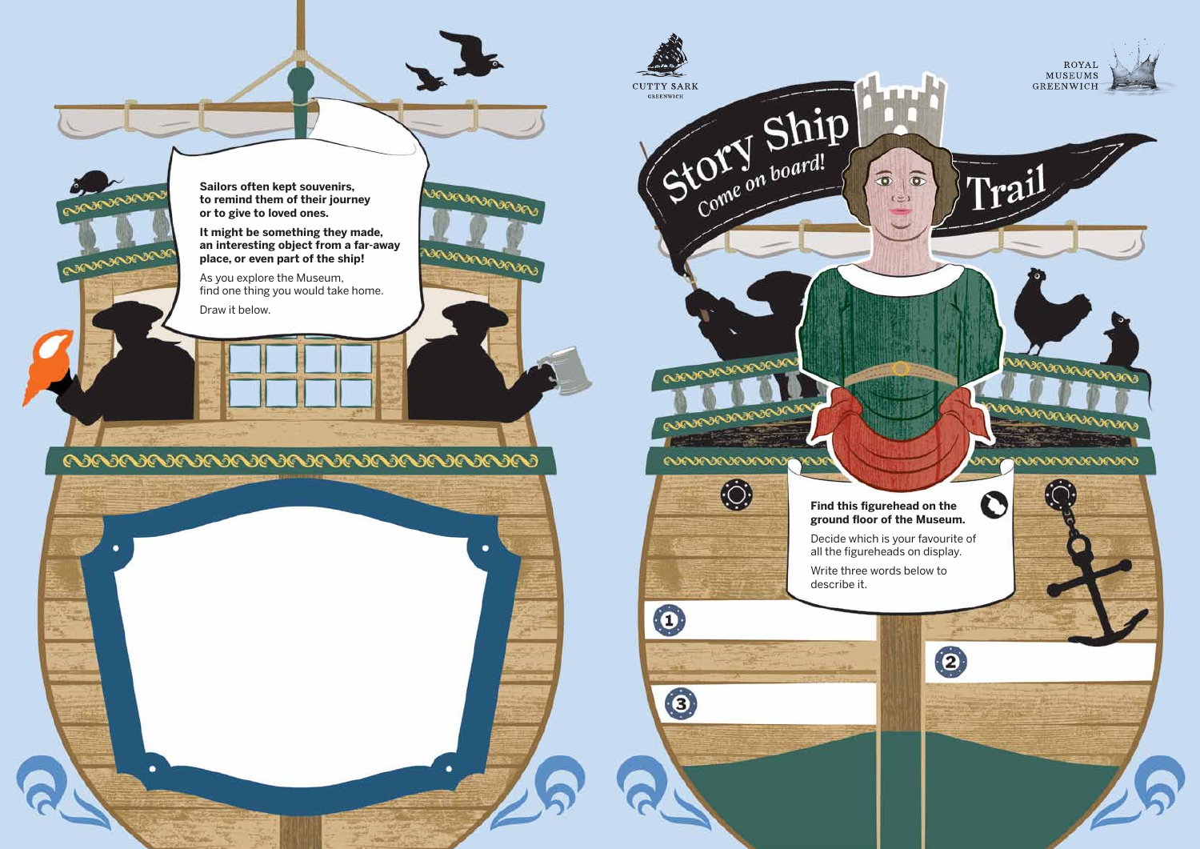Sailors often kept souvenirs, to remind them of their journey or to give to loved ones.

**It might be something they made, an interesting object from a far-away place, or even part of the ship!**

As you explore the Museum, find one thing you would take home.

Draw it below.

CUTTY SARK GREENWICH

ROYAL MUSEUMS GREENWICH

# Story Ship Trail

*Come on board!*

**Find this figurehead on the ground floor of the Museum.**

Decide which is your favourite of all the figureheads on display.

Write three words below to describe it.

1.

2.

3.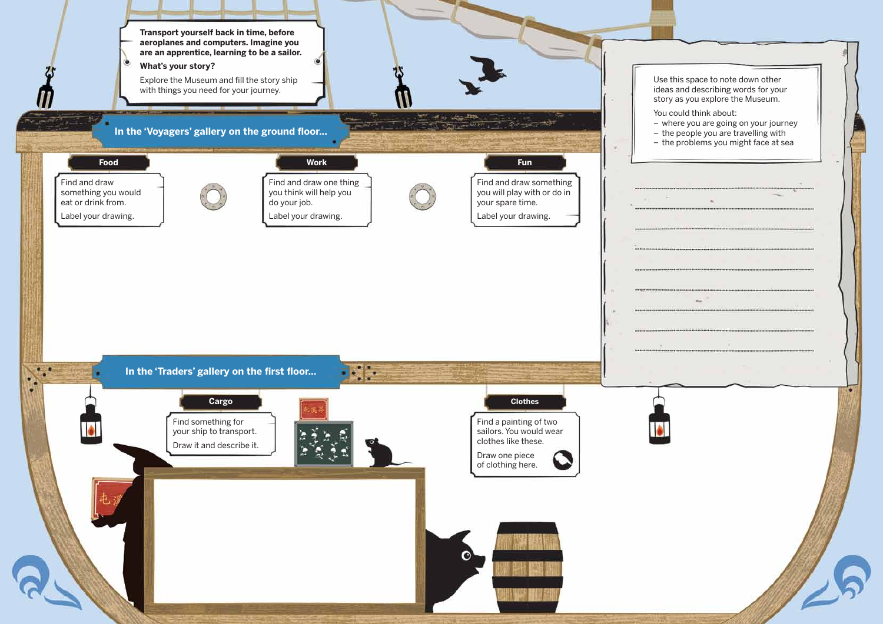**Transport yourself back in time, before aeroplanes and computers. Imagine you are an apprentice, learning to be a sailor.**

**What's your story?**

Explore the Museum and fill the story ship with things you need for your journey.

## In the 'Voyagers' gallery on the ground floor...

### Food

Find and draw something you would eat or drink from.

Label your drawing.

### Work

Find and draw one thing you think will help you do your job.

Label your drawing.

### Fun

Find and draw something you will play with or do in your spare time.

Label your drawing.

Use this space to note down other ideas and describing words for your story as you explore the Museum.

You could think about:

- where you are going on your journey
- the people you are travelling with
- the problems you might face at sea

## In the 'Traders' gallery on the first floor...

### Cargo

Find something for your ship to transport.

Draw it and describe it.

### Clothes

Find a painting of two sailors. You would wear clothes like these.

Draw one piece of clothing here.